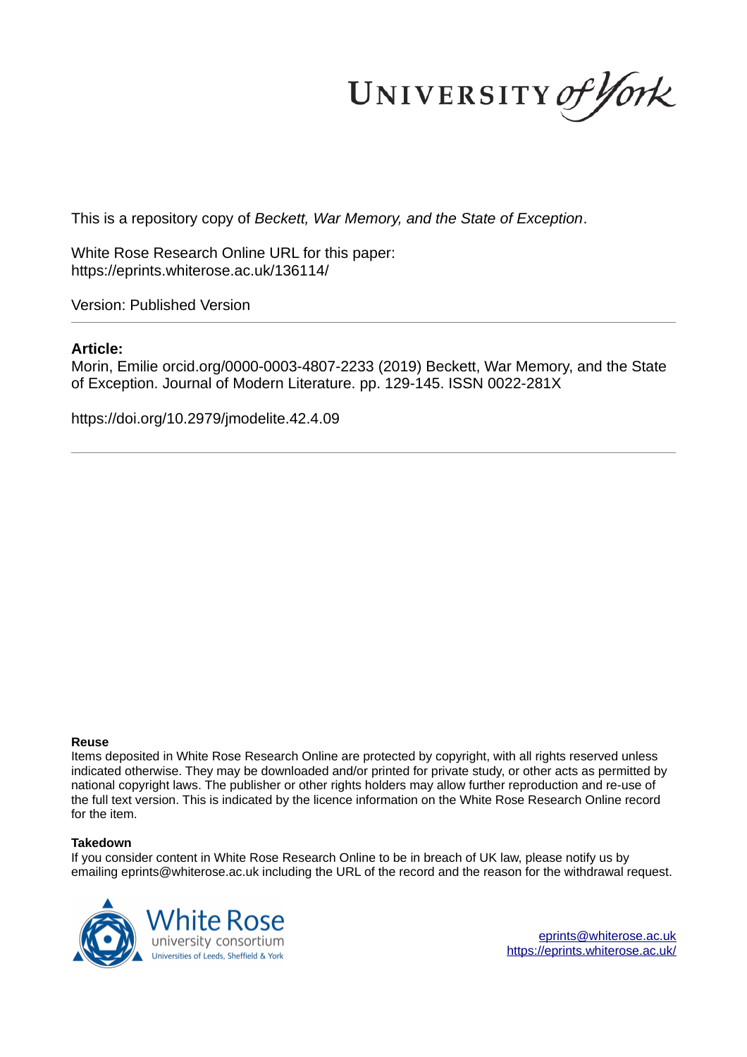This is a repository copy of *Beckett, War Memory, and the State of Exception*.

White Rose Research Online URL for this paper:
https://eprints.whiterose.ac.uk/136114/

Version: Published Version

---

**Article:**

Morin, Emilie orcid.org/0000-0003-4807-2233 (2019) Beckett, War Memory, and the State of Exception. Journal of Modern Literature. pp. 129-145. ISSN 0022-281X

https://doi.org/10.2979/jmodelite.42.4.09

---

**Reuse**

Items deposited in White Rose Research Online are protected by copyright, with all rights reserved unless indicated otherwise. They may be downloaded and/or printed for private study, or other acts as permitted by national copyright laws. The publisher or other rights holders may allow further reproduction and re-use of the full text version. This is indicated by the licence information on the White Rose Research Online record for the item.

**Takedown**

If you consider content in White Rose Research Online to be in breach of UK law, please notify us by emailing eprints@whiterose.ac.uk including the URL of the record and the reason for the withdrawal request.

eprints@whiterose.ac.uk
https://eprints.whiterose.ac.uk/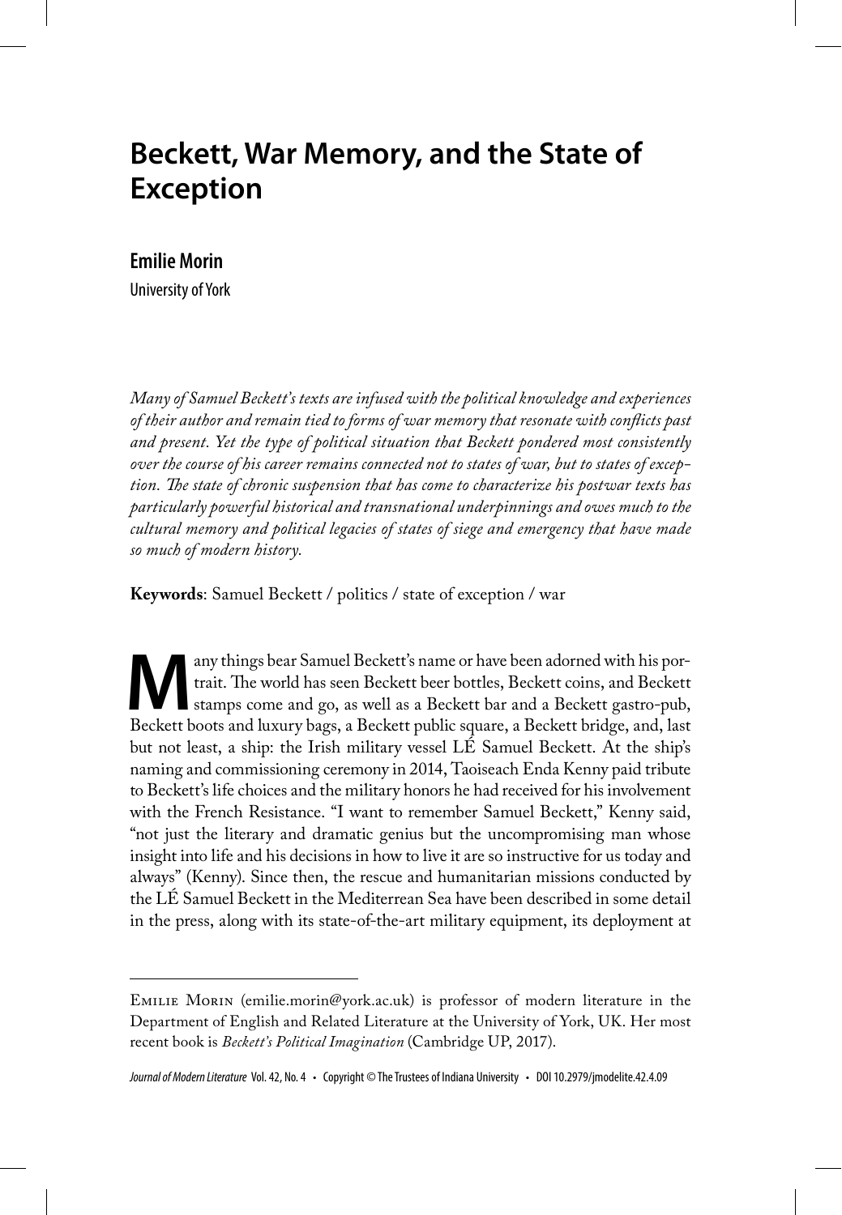# Beckett, War Memory, and the State of Exception

**Emilie Morin**

University of York

*Many of Samuel Beckett's texts are infused with the political knowledge and experiences of their author and remain tied to forms of war memory that resonate with conflicts past and present. Yet the type of political situation that Beckett pondered most consistently over the course of his career remains connected not to states of war, but to states of exception. The state of chronic suspension that has come to characterize his postwar texts has particularly powerful historical and transnational underpinnings and owes much to the cultural memory and political legacies of states of siege and emergency that have made so much of modern history.*

**Keywords**: Samuel Beckett / politics / state of exception / war

Many things bear Samuel Beckett's name or have been adorned with his portrait. The world has seen Beckett beer bottles, Beckett coins, and Beckett stamps come and go, as well as a Beckett bar and a Beckett gastro-pub, Beckett boots and luxury bags, a Beckett public square, a Beckett bridge, and, last but not least, a ship: the Irish military vessel LÉ Samuel Beckett. At the ship's naming and commissioning ceremony in 2014, Taoiseach Enda Kenny paid tribute to Beckett's life choices and the military honors he had received for his involvement with the French Resistance. "I want to remember Samuel Beckett," Kenny said, "not just the literary and dramatic genius but the uncompromising man whose insight into life and his decisions in how to live it are so instructive for us today and always" (Kenny). Since then, the rescue and humanitarian missions conducted by the LÉ Samuel Beckett in the Mediterrean Sea have been described in some detail in the press, along with its state-of-the-art military equipment, its deployment at

---

Emilie Morin (emilie.morin@york.ac.uk) is professor of modern literature in the Department of English and Related Literature at the University of York, UK. Her most recent book is *Beckett's Political Imagination* (Cambridge UP, 2017).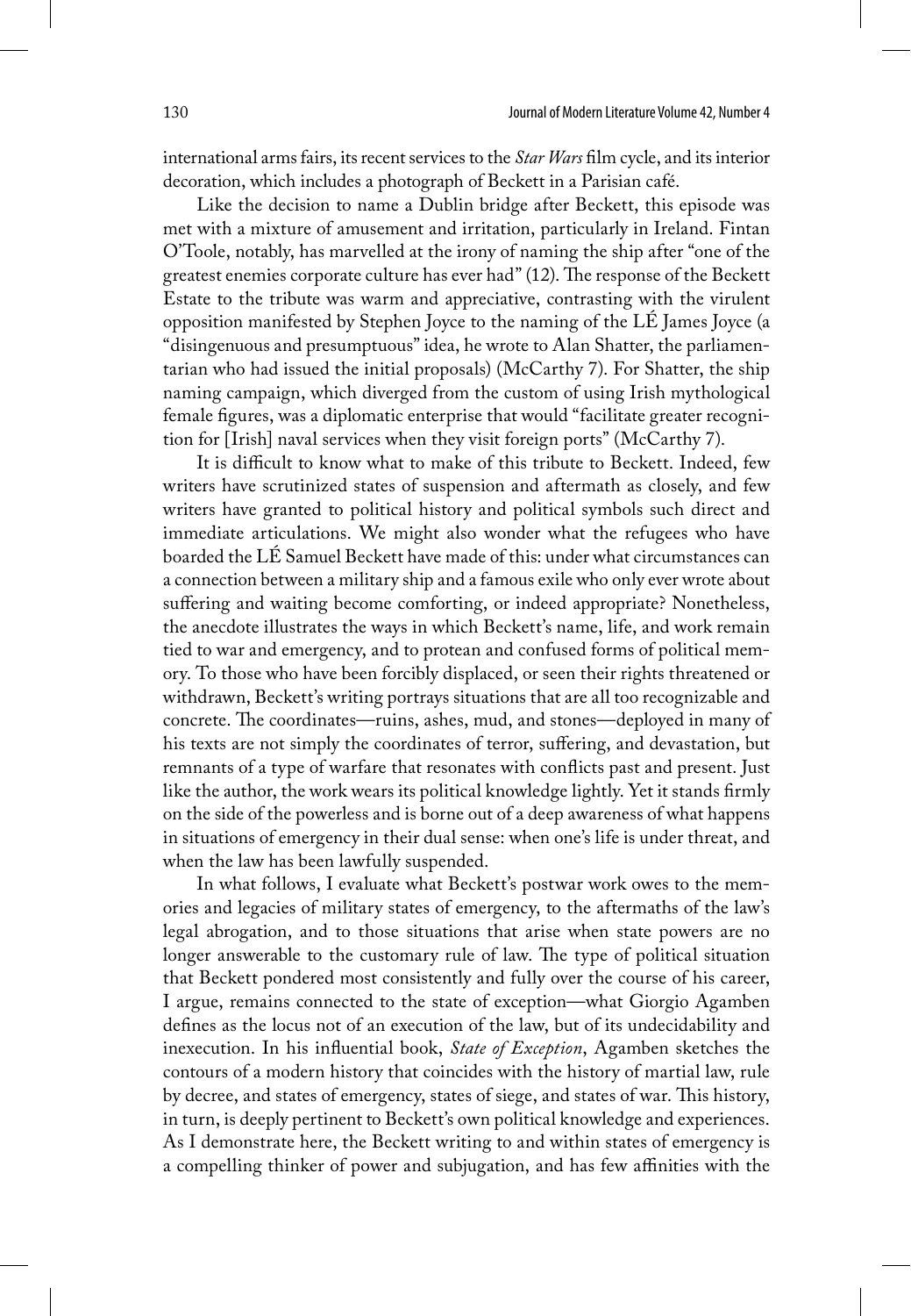international arms fairs, its recent services to the *Star Wars* film cycle, and its interior decoration, which includes a photograph of Beckett in a Parisian café.

Like the decision to name a Dublin bridge after Beckett, this episode was met with a mixture of amusement and irritation, particularly in Ireland. Fintan O'Toole, notably, has marvelled at the irony of naming the ship after "one of the greatest enemies corporate culture has ever had" (12). The response of the Beckett Estate to the tribute was warm and appreciative, contrasting with the virulent opposition manifested by Stephen Joyce to the naming of the LÉ James Joyce (a "disingenuous and presumptuous" idea, he wrote to Alan Shatter, the parliamentarian who had issued the initial proposals) (McCarthy 7). For Shatter, the ship naming campaign, which diverged from the custom of using Irish mythological female figures, was a diplomatic enterprise that would "facilitate greater recognition for [Irish] naval services when they visit foreign ports" (McCarthy 7).

It is difficult to know what to make of this tribute to Beckett. Indeed, few writers have scrutinized states of suspension and aftermath as closely, and few writers have granted to political history and political symbols such direct and immediate articulations. We might also wonder what the refugees who have boarded the LÉ Samuel Beckett have made of this: under what circumstances can a connection between a military ship and a famous exile who only ever wrote about suffering and waiting become comforting, or indeed appropriate? Nonetheless, the anecdote illustrates the ways in which Beckett's name, life, and work remain tied to war and emergency, and to protean and confused forms of political memory. To those who have been forcibly displaced, or seen their rights threatened or withdrawn, Beckett's writing portrays situations that are all too recognizable and concrete. The coordinates—ruins, ashes, mud, and stones—deployed in many of his texts are not simply the coordinates of terror, suffering, and devastation, but remnants of a type of warfare that resonates with conflicts past and present. Just like the author, the work wears its political knowledge lightly. Yet it stands firmly on the side of the powerless and is borne out of a deep awareness of what happens in situations of emergency in their dual sense: when one's life is under threat, and when the law has been lawfully suspended.

In what follows, I evaluate what Beckett's postwar work owes to the memories and legacies of military states of emergency, to the aftermaths of the law's legal abrogation, and to those situations that arise when state powers are no longer answerable to the customary rule of law. The type of political situation that Beckett pondered most consistently and fully over the course of his career, I argue, remains connected to the state of exception—what Giorgio Agamben defines as the locus not of an execution of the law, but of its undecidability and inexecution. In his influential book, *State of Exception*, Agamben sketches the contours of a modern history that coincides with the history of martial law, rule by decree, and states of emergency, states of siege, and states of war. This history, in turn, is deeply pertinent to Beckett's own political knowledge and experiences. As I demonstrate here, the Beckett writing to and within states of emergency is a compelling thinker of power and subjugation, and has few affinities with the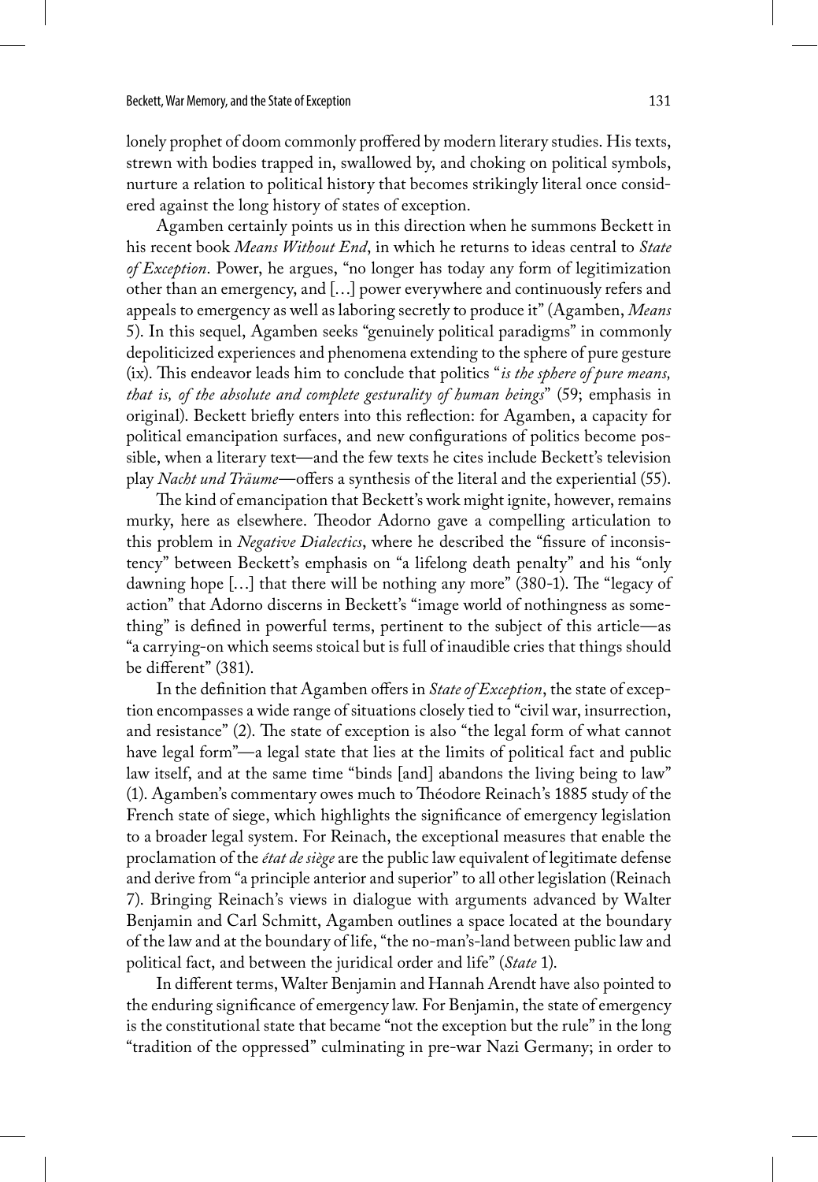lonely prophet of doom commonly proffered by modern literary studies. His texts, strewn with bodies trapped in, swallowed by, and choking on political symbols, nurture a relation to political history that becomes strikingly literal once considered against the long history of states of exception.

Agamben certainly points us in this direction when he summons Beckett in his recent book *Means Without End*, in which he returns to ideas central to *State of Exception*. Power, he argues, "no longer has today any form of legitimization other than an emergency, and […] power everywhere and continuously refers and appeals to emergency as well as laboring secretly to produce it" (Agamben, *Means* 5). In this sequel, Agamben seeks "genuinely political paradigms" in commonly depoliticized experiences and phenomena extending to the sphere of pure gesture (ix). This endeavor leads him to conclude that politics "*is the sphere of pure means, that is, of the absolute and complete gesturality of human beings*" (59; emphasis in original). Beckett briefly enters into this reflection: for Agamben, a capacity for political emancipation surfaces, and new configurations of politics become possible, when a literary text—and the few texts he cites include Beckett's television play *Nacht und Träume*—offers a synthesis of the literal and the experiential (55).

The kind of emancipation that Beckett's work might ignite, however, remains murky, here as elsewhere. Theodor Adorno gave a compelling articulation to this problem in *Negative Dialectics*, where he described the "fissure of inconsistency" between Beckett's emphasis on "a lifelong death penalty" and his "only dawning hope […] that there will be nothing any more" (380-1). The "legacy of action" that Adorno discerns in Beckett's "image world of nothingness as something" is defined in powerful terms, pertinent to the subject of this article—as "a carrying-on which seems stoical but is full of inaudible cries that things should be different" (381).

In the definition that Agamben offers in *State of Exception*, the state of exception encompasses a wide range of situations closely tied to "civil war, insurrection, and resistance" (2). The state of exception is also "the legal form of what cannot have legal form"—a legal state that lies at the limits of political fact and public law itself, and at the same time "binds [and] abandons the living being to law" (1). Agamben's commentary owes much to Théodore Reinach's 1885 study of the French state of siege, which highlights the significance of emergency legislation to a broader legal system. For Reinach, the exceptional measures that enable the proclamation of the *état de siège* are the public law equivalent of legitimate defense and derive from "a principle anterior and superior" to all other legislation (Reinach 7). Bringing Reinach's views in dialogue with arguments advanced by Walter Benjamin and Carl Schmitt, Agamben outlines a space located at the boundary of the law and at the boundary of life, "the no-man's-land between public law and political fact, and between the juridical order and life" (*State* 1).

In different terms, Walter Benjamin and Hannah Arendt have also pointed to the enduring significance of emergency law. For Benjamin, the state of emergency is the constitutional state that became "not the exception but the rule" in the long "tradition of the oppressed" culminating in pre-war Nazi Germany; in order to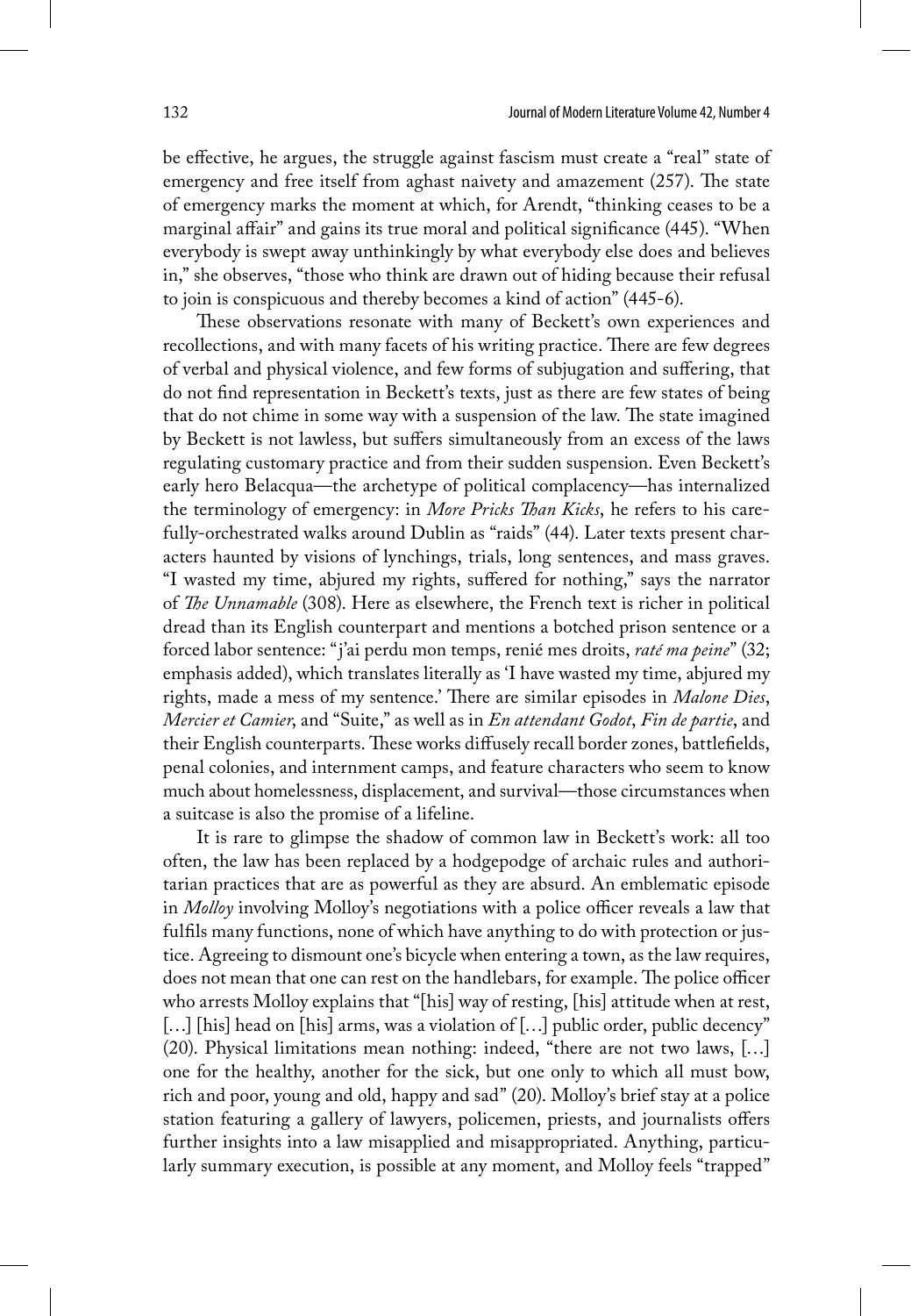be effective, he argues, the struggle against fascism must create a "real" state of emergency and free itself from aghast naivety and amazement (257). The state of emergency marks the moment at which, for Arendt, "thinking ceases to be a marginal affair" and gains its true moral and political significance (445). "When everybody is swept away unthinkingly by what everybody else does and believes in," she observes, "those who think are drawn out of hiding because their refusal to join is conspicuous and thereby becomes a kind of action" (445-6).

These observations resonate with many of Beckett's own experiences and recollections, and with many facets of his writing practice. There are few degrees of verbal and physical violence, and few forms of subjugation and suffering, that do not find representation in Beckett's texts, just as there are few states of being that do not chime in some way with a suspension of the law. The state imagined by Beckett is not lawless, but suffers simultaneously from an excess of the laws regulating customary practice and from their sudden suspension. Even Beckett's early hero Belacqua—the archetype of political complacency—has internalized the terminology of emergency: in *More Pricks Than Kicks*, he refers to his carefully-orchestrated walks around Dublin as "raids" (44). Later texts present characters haunted by visions of lynchings, trials, long sentences, and mass graves. "I wasted my time, abjured my rights, suffered for nothing," says the narrator of *The Unnamable* (308). Here as elsewhere, the French text is richer in political dread than its English counterpart and mentions a botched prison sentence or a forced labor sentence: "j'ai perdu mon temps, renié mes droits, *raté ma peine*" (32; emphasis added), which translates literally as 'I have wasted my time, abjured my rights, made a mess of my sentence.' There are similar episodes in *Malone Dies*, *Mercier et Camier*, and "Suite," as well as in *En attendant Godot*, *Fin de partie*, and their English counterparts. These works diffusely recall border zones, battlefields, penal colonies, and internment camps, and feature characters who seem to know much about homelessness, displacement, and survival—those circumstances when a suitcase is also the promise of a lifeline.

It is rare to glimpse the shadow of common law in Beckett's work: all too often, the law has been replaced by a hodgepodge of archaic rules and authoritarian practices that are as powerful as they are absurd. An emblematic episode in *Molloy* involving Molloy's negotiations with a police officer reveals a law that fulfils many functions, none of which have anything to do with protection or justice. Agreeing to dismount one's bicycle when entering a town, as the law requires, does not mean that one can rest on the handlebars, for example. The police officer who arrests Molloy explains that "[his] way of resting, [his] attitude when at rest, […] [his] head on [his] arms, was a violation of […] public order, public decency" (20). Physical limitations mean nothing: indeed, "there are not two laws, […] one for the healthy, another for the sick, but one only to which all must bow, rich and poor, young and old, happy and sad" (20). Molloy's brief stay at a police station featuring a gallery of lawyers, policemen, priests, and journalists offers further insights into a law misapplied and misappropriated. Anything, particularly summary execution, is possible at any moment, and Molloy feels "trapped"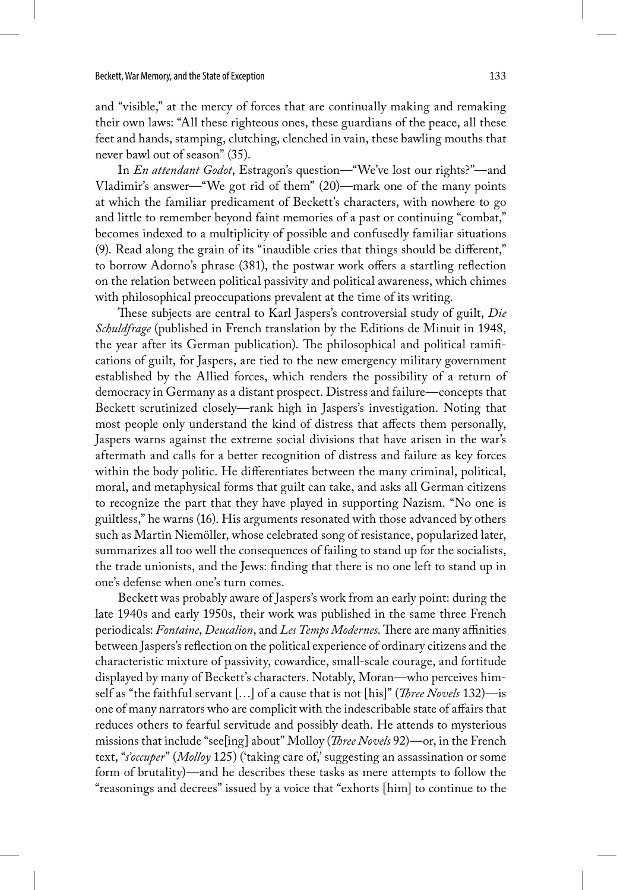and "visible," at the mercy of forces that are continually making and remaking their own laws: "All these righteous ones, these guardians of the peace, all these feet and hands, stamping, clutching, clenched in vain, these bawling mouths that never bawl out of season" (35).

In *En attendant Godot*, Estragon's question—"We've lost our rights?"—and Vladimir's answer—"We got rid of them" (20)—mark one of the many points at which the familiar predicament of Beckett's characters, with nowhere to go and little to remember beyond faint memories of a past or continuing "combat," becomes indexed to a multiplicity of possible and confusedly familiar situations (9). Read along the grain of its "inaudible cries that things should be different," to borrow Adorno's phrase (381), the postwar work offers a startling reflection on the relation between political passivity and political awareness, which chimes with philosophical preoccupations prevalent at the time of its writing.

These subjects are central to Karl Jaspers's controversial study of guilt, *Die Schuldfrage* (published in French translation by the Editions de Minuit in 1948, the year after its German publication). The philosophical and political ramifications of guilt, for Jaspers, are tied to the new emergency military government established by the Allied forces, which renders the possibility of a return of democracy in Germany as a distant prospect. Distress and failure—concepts that Beckett scrutinized closely—rank high in Jaspers's investigation. Noting that most people only understand the kind of distress that affects them personally, Jaspers warns against the extreme social divisions that have arisen in the war's aftermath and calls for a better recognition of distress and failure as key forces within the body politic. He differentiates between the many criminal, political, moral, and metaphysical forms that guilt can take, and asks all German citizens to recognize the part that they have played in supporting Nazism. "No one is guiltless," he warns (16). His arguments resonated with those advanced by others such as Martin Niemöller, whose celebrated song of resistance, popularized later, summarizes all too well the consequences of failing to stand up for the socialists, the trade unionists, and the Jews: finding that there is no one left to stand up in one's defense when one's turn comes.

Beckett was probably aware of Jaspers's work from an early point: during the late 1940s and early 1950s, their work was published in the same three French periodicals: *Fontaine*, *Deucalion*, and *Les Temps Modernes*. There are many affinities between Jaspers's reflection on the political experience of ordinary citizens and the characteristic mixture of passivity, cowardice, small-scale courage, and fortitude displayed by many of Beckett's characters. Notably, Moran—who perceives himself as "the faithful servant […] of a cause that is not [his]" (*Three Novels* 132)—is one of many narrators who are complicit with the indescribable state of affairs that reduces others to fearful servitude and possibly death. He attends to mysterious missions that include "see[ing] about" Molloy (*Three Novels* 92)—or, in the French text, "*s'occuper*" (*Molloy* 125) ('taking care of,' suggesting an assassination or some form of brutality)—and he describes these tasks as mere attempts to follow the "reasonings and decrees" issued by a voice that "exhorts [him] to continue to the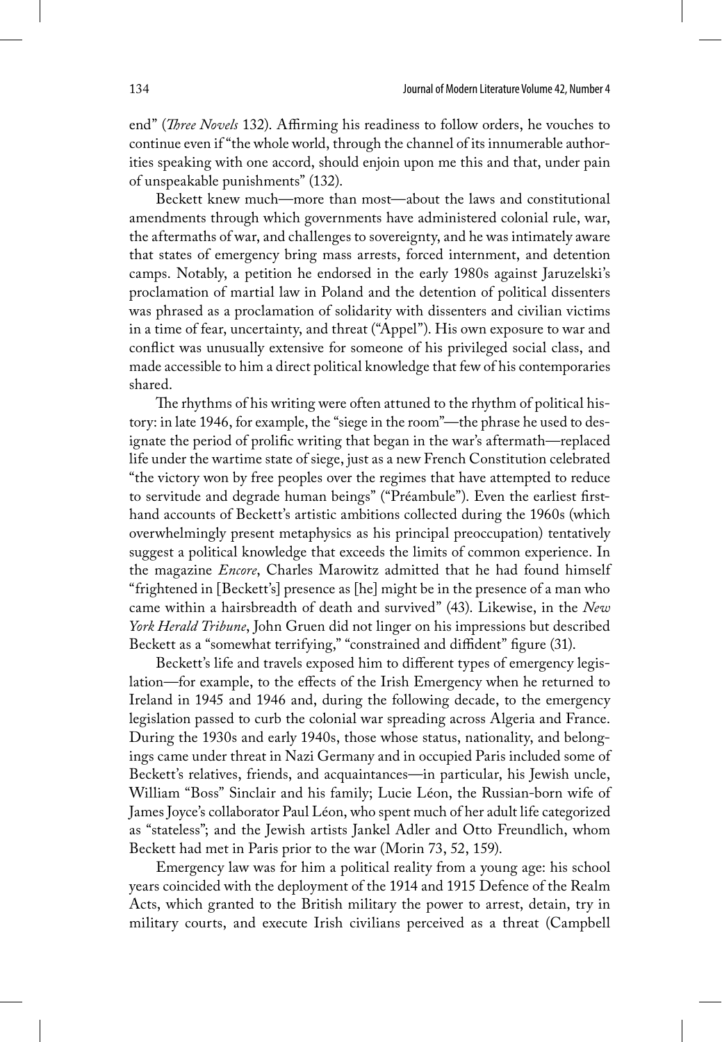end" (*Three Novels* 132). Affirming his readiness to follow orders, he vouches to continue even if "the whole world, through the channel of its innumerable authorities speaking with one accord, should enjoin upon me this and that, under pain of unspeakable punishments" (132).

Beckett knew much—more than most—about the laws and constitutional amendments through which governments have administered colonial rule, war, the aftermaths of war, and challenges to sovereignty, and he was intimately aware that states of emergency bring mass arrests, forced internment, and detention camps. Notably, a petition he endorsed in the early 1980s against Jaruzelski's proclamation of martial law in Poland and the detention of political dissenters was phrased as a proclamation of solidarity with dissenters and civilian victims in a time of fear, uncertainty, and threat ("Appel"). His own exposure to war and conflict was unusually extensive for someone of his privileged social class, and made accessible to him a direct political knowledge that few of his contemporaries shared.

The rhythms of his writing were often attuned to the rhythm of political history: in late 1946, for example, the "siege in the room"—the phrase he used to designate the period of prolific writing that began in the war's aftermath—replaced life under the wartime state of siege, just as a new French Constitution celebrated "the victory won by free peoples over the regimes that have attempted to reduce to servitude and degrade human beings" ("Préambule"). Even the earliest first-hand accounts of Beckett's artistic ambitions collected during the 1960s (which overwhelmingly present metaphysics as his principal preoccupation) tentatively suggest a political knowledge that exceeds the limits of common experience. In the magazine *Encore*, Charles Marowitz admitted that he had found himself "frightened in [Beckett's] presence as [he] might be in the presence of a man who came within a hairsbreadth of death and survived" (43). Likewise, in the *New York Herald Tribune*, John Gruen did not linger on his impressions but described Beckett as a "somewhat terrifying," "constrained and diffident" figure (31).

Beckett's life and travels exposed him to different types of emergency legislation—for example, to the effects of the Irish Emergency when he returned to Ireland in 1945 and 1946 and, during the following decade, to the emergency legislation passed to curb the colonial war spreading across Algeria and France. During the 1930s and early 1940s, those whose status, nationality, and belongings came under threat in Nazi Germany and in occupied Paris included some of Beckett's relatives, friends, and acquaintances—in particular, his Jewish uncle, William "Boss" Sinclair and his family; Lucie Léon, the Russian-born wife of James Joyce's collaborator Paul Léon, who spent much of her adult life categorized as "stateless"; and the Jewish artists Jankel Adler and Otto Freundlich, whom Beckett had met in Paris prior to the war (Morin 73, 52, 159).

Emergency law was for him a political reality from a young age: his school years coincided with the deployment of the 1914 and 1915 Defence of the Realm Acts, which granted to the British military the power to arrest, detain, try in military courts, and execute Irish civilians perceived as a threat (Campbell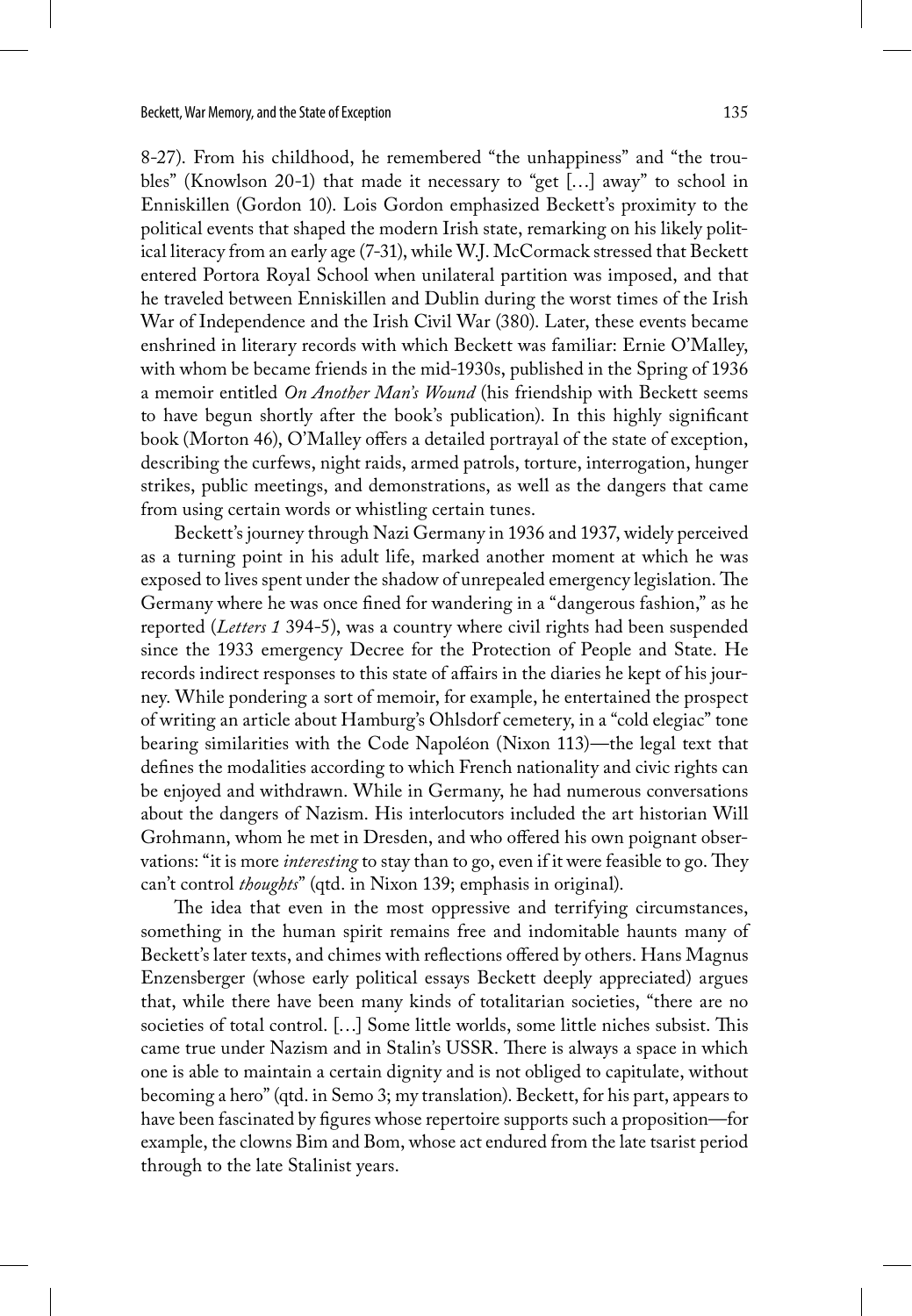8-27). From his childhood, he remembered "the unhappiness" and "the troubles" (Knowlson 20-1) that made it necessary to "get […] away" to school in Enniskillen (Gordon 10). Lois Gordon emphasized Beckett's proximity to the political events that shaped the modern Irish state, remarking on his likely political literacy from an early age (7-31), while W.J. McCormack stressed that Beckett entered Portora Royal School when unilateral partition was imposed, and that he traveled between Enniskillen and Dublin during the worst times of the Irish War of Independence and the Irish Civil War (380). Later, these events became enshrined in literary records with which Beckett was familiar: Ernie O'Malley, with whom be became friends in the mid-1930s, published in the Spring of 1936 a memoir entitled *On Another Man's Wound* (his friendship with Beckett seems to have begun shortly after the book's publication). In this highly significant book (Morton 46), O'Malley offers a detailed portrayal of the state of exception, describing the curfews, night raids, armed patrols, torture, interrogation, hunger strikes, public meetings, and demonstrations, as well as the dangers that came from using certain words or whistling certain tunes.

Beckett's journey through Nazi Germany in 1936 and 1937, widely perceived as a turning point in his adult life, marked another moment at which he was exposed to lives spent under the shadow of unrepealed emergency legislation. The Germany where he was once fined for wandering in a "dangerous fashion," as he reported (*Letters 1* 394-5), was a country where civil rights had been suspended since the 1933 emergency Decree for the Protection of People and State. He records indirect responses to this state of affairs in the diaries he kept of his journey. While pondering a sort of memoir, for example, he entertained the prospect of writing an article about Hamburg's Ohlsdorf cemetery, in a "cold elegiac" tone bearing similarities with the Code Napoléon (Nixon 113)—the legal text that defines the modalities according to which French nationality and civic rights can be enjoyed and withdrawn. While in Germany, he had numerous conversations about the dangers of Nazism. His interlocutors included the art historian Will Grohmann, whom he met in Dresden, and who offered his own poignant observations: "it is more *interesting* to stay than to go, even if it were feasible to go. They can't control *thoughts*" (qtd. in Nixon 139; emphasis in original).

The idea that even in the most oppressive and terrifying circumstances, something in the human spirit remains free and indomitable haunts many of Beckett's later texts, and chimes with reflections offered by others. Hans Magnus Enzensberger (whose early political essays Beckett deeply appreciated) argues that, while there have been many kinds of totalitarian societies, "there are no societies of total control. […] Some little worlds, some little niches subsist. This came true under Nazism and in Stalin's USSR. There is always a space in which one is able to maintain a certain dignity and is not obliged to capitulate, without becoming a hero" (qtd. in Semo 3; my translation). Beckett, for his part, appears to have been fascinated by figures whose repertoire supports such a proposition—for example, the clowns Bim and Bom, whose act endured from the late tsarist period through to the late Stalinist years.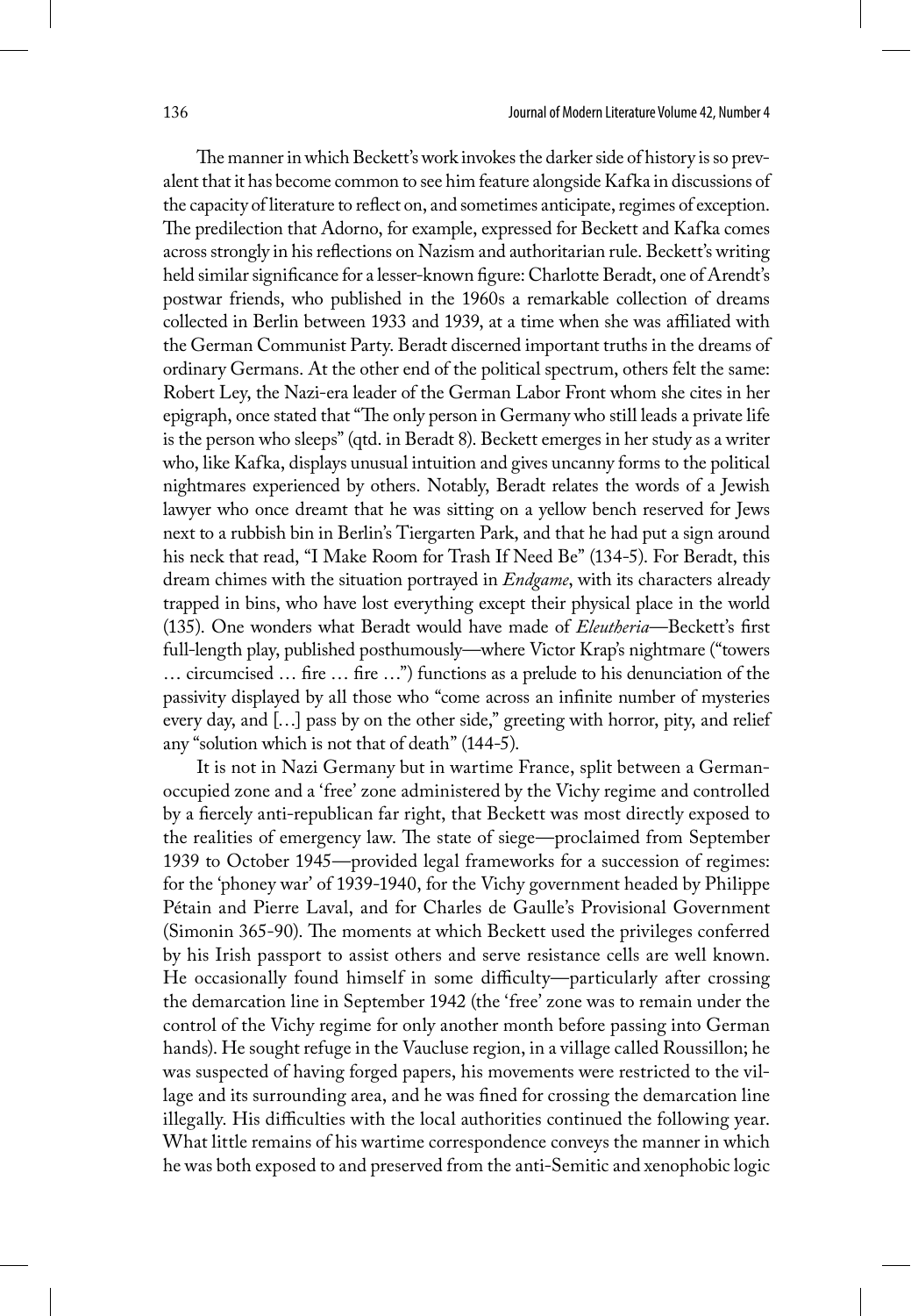The manner in which Beckett's work invokes the darker side of history is so prevalent that it has become common to see him feature alongside Kafka in discussions of the capacity of literature to reflect on, and sometimes anticipate, regimes of exception. The predilection that Adorno, for example, expressed for Beckett and Kafka comes across strongly in his reflections on Nazism and authoritarian rule. Beckett's writing held similar significance for a lesser-known figure: Charlotte Beradt, one of Arendt's postwar friends, who published in the 1960s a remarkable collection of dreams collected in Berlin between 1933 and 1939, at a time when she was affiliated with the German Communist Party. Beradt discerned important truths in the dreams of ordinary Germans. At the other end of the political spectrum, others felt the same: Robert Ley, the Nazi-era leader of the German Labor Front whom she cites in her epigraph, once stated that "The only person in Germany who still leads a private life is the person who sleeps" (qtd. in Beradt 8). Beckett emerges in her study as a writer who, like Kafka, displays unusual intuition and gives uncanny forms to the political nightmares experienced by others. Notably, Beradt relates the words of a Jewish lawyer who once dreamt that he was sitting on a yellow bench reserved for Jews next to a rubbish bin in Berlin's Tiergarten Park, and that he had put a sign around his neck that read, "I Make Room for Trash If Need Be" (134-5). For Beradt, this dream chimes with the situation portrayed in *Endgame*, with its characters already trapped in bins, who have lost everything except their physical place in the world (135). One wonders what Beradt would have made of *Eleutheria*—Beckett's first full-length play, published posthumously—where Victor Krap's nightmare ("towers … circumcised … fire … fire …") functions as a prelude to his denunciation of the passivity displayed by all those who "come across an infinite number of mysteries every day, and […] pass by on the other side," greeting with horror, pity, and relief any "solution which is not that of death" (144-5).

It is not in Nazi Germany but in wartime France, split between a German-occupied zone and a 'free' zone administered by the Vichy regime and controlled by a fiercely anti-republican far right, that Beckett was most directly exposed to the realities of emergency law. The state of siege—proclaimed from September 1939 to October 1945—provided legal frameworks for a succession of regimes: for the 'phoney war' of 1939-1940, for the Vichy government headed by Philippe Pétain and Pierre Laval, and for Charles de Gaulle's Provisional Government (Simonin 365-90). The moments at which Beckett used the privileges conferred by his Irish passport to assist others and serve resistance cells are well known. He occasionally found himself in some difficulty—particularly after crossing the demarcation line in September 1942 (the 'free' zone was to remain under the control of the Vichy regime for only another month before passing into German hands). He sought refuge in the Vaucluse region, in a village called Roussillon; he was suspected of having forged papers, his movements were restricted to the village and its surrounding area, and he was fined for crossing the demarcation line illegally. His difficulties with the local authorities continued the following year. What little remains of his wartime correspondence conveys the manner in which he was both exposed to and preserved from the anti-Semitic and xenophobic logic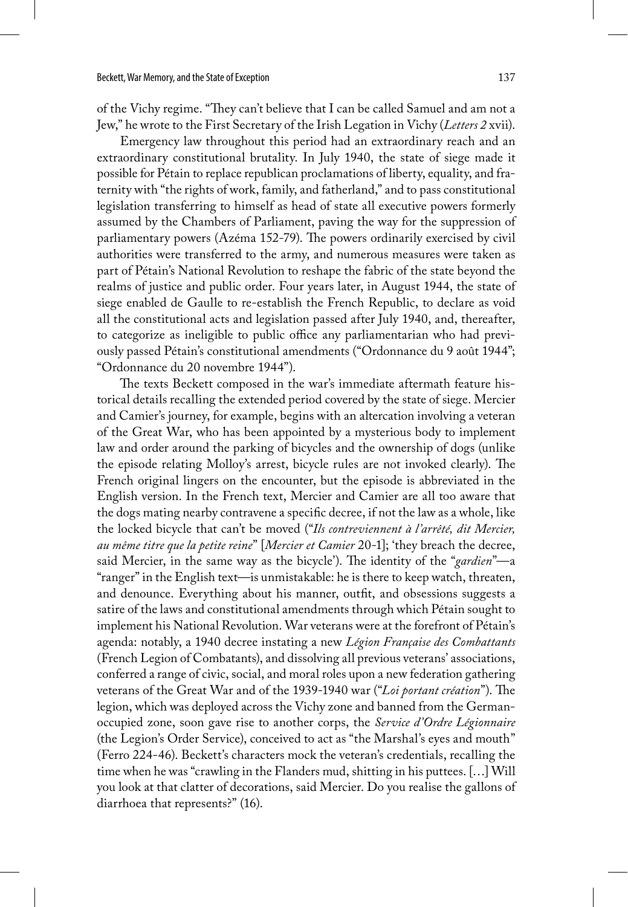of the Vichy regime. "They can't believe that I can be called Samuel and am not a Jew," he wrote to the First Secretary of the Irish Legation in Vichy (*Letters 2* xvii).

Emergency law throughout this period had an extraordinary reach and an extraordinary constitutional brutality. In July 1940, the state of siege made it possible for Pétain to replace republican proclamations of liberty, equality, and fraternity with "the rights of work, family, and fatherland," and to pass constitutional legislation transferring to himself as head of state all executive powers formerly assumed by the Chambers of Parliament, paving the way for the suppression of parliamentary powers (Azéma 152-79). The powers ordinarily exercised by civil authorities were transferred to the army, and numerous measures were taken as part of Pétain's National Revolution to reshape the fabric of the state beyond the realms of justice and public order. Four years later, in August 1944, the state of siege enabled de Gaulle to re-establish the French Republic, to declare as void all the constitutional acts and legislation passed after July 1940, and, thereafter, to categorize as ineligible to public office any parliamentarian who had previously passed Pétain's constitutional amendments ("Ordonnance du 9 août 1944"; "Ordonnance du 20 novembre 1944").

The texts Beckett composed in the war's immediate aftermath feature historical details recalling the extended period covered by the state of siege. Mercier and Camier's journey, for example, begins with an altercation involving a veteran of the Great War, who has been appointed by a mysterious body to implement law and order around the parking of bicycles and the ownership of dogs (unlike the episode relating Molloy's arrest, bicycle rules are not invoked clearly). The French original lingers on the encounter, but the episode is abbreviated in the English version. In the French text, Mercier and Camier are all too aware that the dogs mating nearby contravene a specific decree, if not the law as a whole, like the locked bicycle that can't be moved ("*Ils contreviennent à l'arrêté, dit Mercier, au même titre que la petite reine*" [*Mercier et Camier* 20-1]; 'they breach the decree, said Mercier, in the same way as the bicycle'). The identity of the "*gardien*"—a "ranger" in the English text—is unmistakable: he is there to keep watch, threaten, and denounce. Everything about his manner, outfit, and obsessions suggests a satire of the laws and constitutional amendments through which Pétain sought to implement his National Revolution. War veterans were at the forefront of Pétain's agenda: notably, a 1940 decree instating a new *Légion Française des Combattants* (French Legion of Combatants), and dissolving all previous veterans' associations, conferred a range of civic, social, and moral roles upon a new federation gathering veterans of the Great War and of the 1939-1940 war ("*Loi portant création*"). The legion, which was deployed across the Vichy zone and banned from the German-occupied zone, soon gave rise to another corps, the *Service d'Ordre Légionnaire* (the Legion's Order Service), conceived to act as "the Marshal's eyes and mouth" (Ferro 224-46). Beckett's characters mock the veteran's credentials, recalling the time when he was "crawling in the Flanders mud, shitting in his puttees. […] Will you look at that clatter of decorations, said Mercier. Do you realise the gallons of diarrhoea that represents?" (16).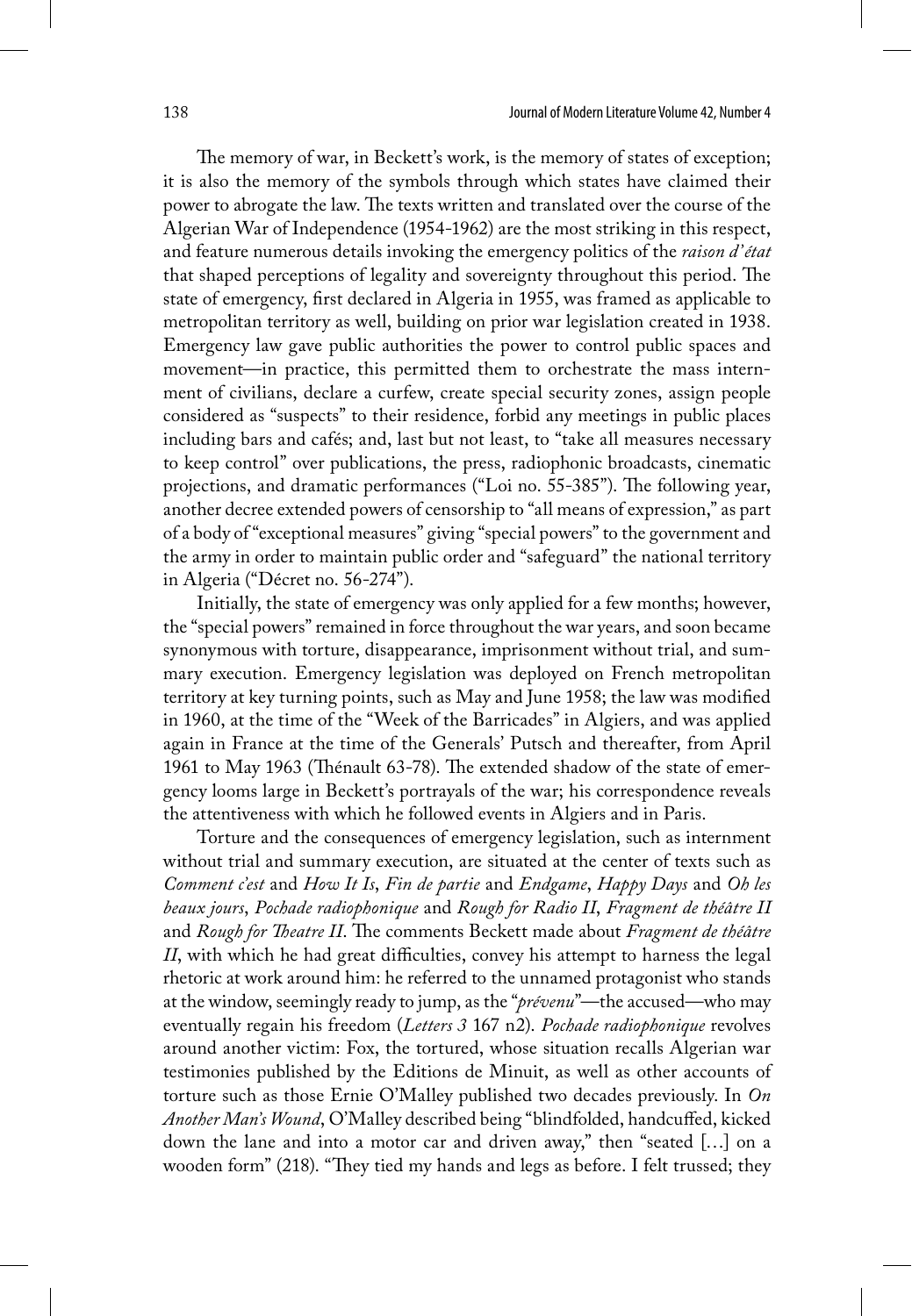The memory of war, in Beckett's work, is the memory of states of exception; it is also the memory of the symbols through which states have claimed their power to abrogate the law. The texts written and translated over the course of the Algerian War of Independence (1954-1962) are the most striking in this respect, and feature numerous details invoking the emergency politics of the *raison d'état* that shaped perceptions of legality and sovereignty throughout this period. The state of emergency, first declared in Algeria in 1955, was framed as applicable to metropolitan territory as well, building on prior war legislation created in 1938. Emergency law gave public authorities the power to control public spaces and movement—in practice, this permitted them to orchestrate the mass internment of civilians, declare a curfew, create special security zones, assign people considered as "suspects" to their residence, forbid any meetings in public places including bars and cafés; and, last but not least, to "take all measures necessary to keep control" over publications, the press, radiophonic broadcasts, cinematic projections, and dramatic performances ("Loi no. 55-385"). The following year, another decree extended powers of censorship to "all means of expression," as part of a body of "exceptional measures" giving "special powers" to the government and the army in order to maintain public order and "safeguard" the national territory in Algeria ("Décret no. 56-274").

Initially, the state of emergency was only applied for a few months; however, the "special powers" remained in force throughout the war years, and soon became synonymous with torture, disappearance, imprisonment without trial, and summary execution. Emergency legislation was deployed on French metropolitan territory at key turning points, such as May and June 1958; the law was modified in 1960, at the time of the "Week of the Barricades" in Algiers, and was applied again in France at the time of the Generals' Putsch and thereafter, from April 1961 to May 1963 (Thénault 63-78). The extended shadow of the state of emergency looms large in Beckett's portrayals of the war; his correspondence reveals the attentiveness with which he followed events in Algiers and in Paris.

Torture and the consequences of emergency legislation, such as internment without trial and summary execution, are situated at the center of texts such as *Comment c'est* and *How It Is*, *Fin de partie* and *Endgame*, *Happy Days* and *Oh les beaux jours*, *Pochade radiophonique* and *Rough for Radio II*, *Fragment de théâtre II* and *Rough for Theatre II*. The comments Beckett made about *Fragment de théâtre II*, with which he had great difficulties, convey his attempt to harness the legal rhetoric at work around him: he referred to the unnamed protagonist who stands at the window, seemingly ready to jump, as the "*prévenu*"—the accused—who may eventually regain his freedom (*Letters 3* 167 n2). *Pochade radiophonique* revolves around another victim: Fox, the tortured, whose situation recalls Algerian war testimonies published by the Editions de Minuit, as well as other accounts of torture such as those Ernie O'Malley published two decades previously. In *On Another Man's Wound*, O'Malley described being "blindfolded, handcuffed, kicked down the lane and into a motor car and driven away," then "seated […] on a wooden form" (218). "They tied my hands and legs as before. I felt trussed; they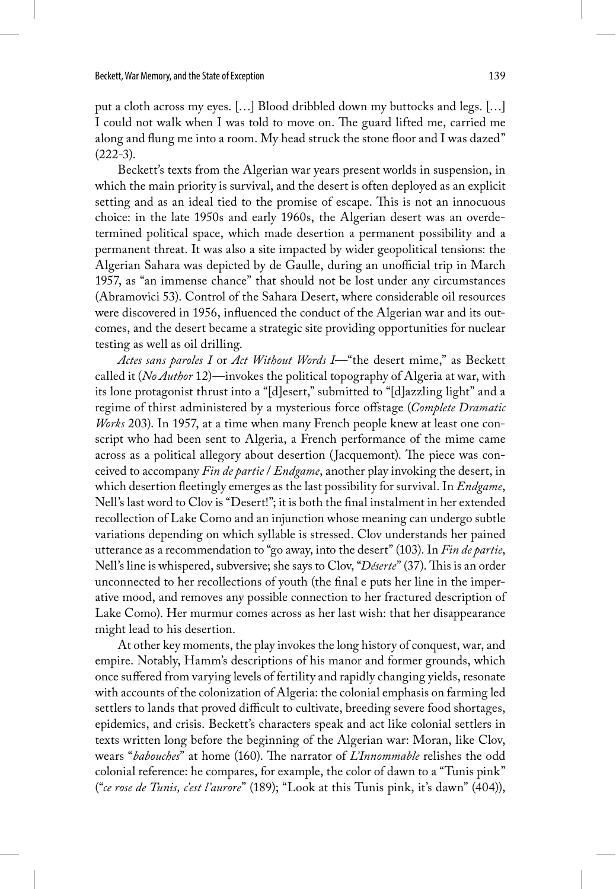put a cloth across my eyes. […] Blood dribbled down my buttocks and legs. […] I could not walk when I was told to move on. The guard lifted me, carried me along and flung me into a room. My head struck the stone floor and I was dazed" (222-3).

Beckett's texts from the Algerian war years present worlds in suspension, in which the main priority is survival, and the desert is often deployed as an explicit setting and as an ideal tied to the promise of escape. This is not an innocuous choice: in the late 1950s and early 1960s, the Algerian desert was an overdetermined political space, which made desertion a permanent possibility and a permanent threat. It was also a site impacted by wider geopolitical tensions: the Algerian Sahara was depicted by de Gaulle, during an unofficial trip in March 1957, as "an immense chance" that should not be lost under any circumstances (Abramovici 53). Control of the Sahara Desert, where considerable oil resources were discovered in 1956, influenced the conduct of the Algerian war and its outcomes, and the desert became a strategic site providing opportunities for nuclear testing as well as oil drilling.

*Actes sans paroles I* or *Act Without Words I*—"the desert mime," as Beckett called it (*No Author* 12)—invokes the political topography of Algeria at war, with its lone protagonist thrust into a "[d]esert," submitted to "[d]azzling light" and a regime of thirst administered by a mysterious force offstage (*Complete Dramatic Works* 203). In 1957, at a time when many French people knew at least one conscript who had been sent to Algeria, a French performance of the mime came across as a political allegory about desertion (Jacquemont). The piece was conceived to accompany *Fin de partie* / *Endgame*, another play invoking the desert, in which desertion fleetingly emerges as the last possibility for survival. In *Endgame*, Nell's last word to Clov is "Desert!"; it is both the final instalment in her extended recollection of Lake Como and an injunction whose meaning can undergo subtle variations depending on which syllable is stressed. Clov understands her pained utterance as a recommendation to "go away, into the desert" (103). In *Fin de partie*, Nell's line is whispered, subversive; she says to Clov, "*Déserte*" (37). This is an order unconnected to her recollections of youth (the final e puts her line in the imperative mood, and removes any possible connection to her fractured description of Lake Como). Her murmur comes across as her last wish: that her disappearance might lead to his desertion.

At other key moments, the play invokes the long history of conquest, war, and empire. Notably, Hamm's descriptions of his manor and former grounds, which once suffered from varying levels of fertility and rapidly changing yields, resonate with accounts of the colonization of Algeria: the colonial emphasis on farming led settlers to lands that proved difficult to cultivate, breeding severe food shortages, epidemics, and crisis. Beckett's characters speak and act like colonial settlers in texts written long before the beginning of the Algerian war: Moran, like Clov, wears "*babouches*" at home (160). The narrator of *L'Innommable* relishes the odd colonial reference: he compares, for example, the color of dawn to a "Tunis pink" ("*ce rose de Tunis, c'est l'aurore*" (189); "Look at this Tunis pink, it's dawn" (404)),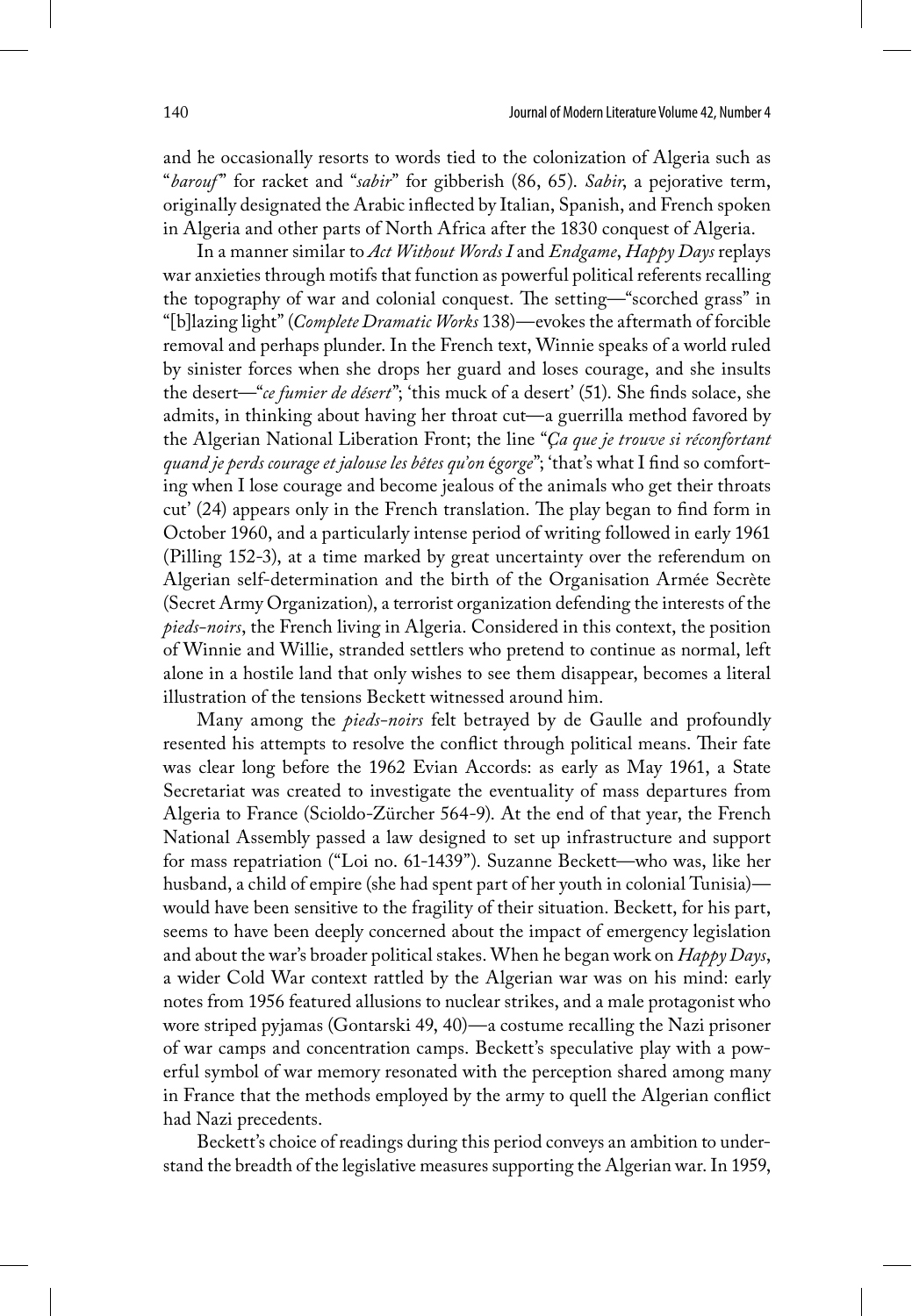and he occasionally resorts to words tied to the colonization of Algeria such as "*barouf*" for racket and "*sabir*" for gibberish (86, 65). *Sabir*, a pejorative term, originally designated the Arabic inflected by Italian, Spanish, and French spoken in Algeria and other parts of North Africa after the 1830 conquest of Algeria.

In a manner similar to *Act Without Words I* and *Endgame*, *Happy Days* replays war anxieties through motifs that function as powerful political referents recalling the topography of war and colonial conquest. The setting—"scorched grass" in "[b]lazing light" (*Complete Dramatic Works* 138)—evokes the aftermath of forcible removal and perhaps plunder. In the French text, Winnie speaks of a world ruled by sinister forces when she drops her guard and loses courage, and she insults the desert—"*ce fumier de désert*"; 'this muck of a desert' (51). She finds solace, she admits, in thinking about having her throat cut—a guerrilla method favored by the Algerian National Liberation Front; the line "*Ça que je trouve si réconfortant quand je perds courage et jalouse les bêtes qu'on* égorge"; 'that's what I find so comforting when I lose courage and become jealous of the animals who get their throats cut' (24) appears only in the French translation. The play began to find form in October 1960, and a particularly intense period of writing followed in early 1961 (Pilling 152-3), at a time marked by great uncertainty over the referendum on Algerian self-determination and the birth of the Organisation Armée Secrète (Secret Army Organization), a terrorist organization defending the interests of the *pieds-noirs*, the French living in Algeria. Considered in this context, the position of Winnie and Willie, stranded settlers who pretend to continue as normal, left alone in a hostile land that only wishes to see them disappear, becomes a literal illustration of the tensions Beckett witnessed around him.

Many among the *pieds-noirs* felt betrayed by de Gaulle and profoundly resented his attempts to resolve the conflict through political means. Their fate was clear long before the 1962 Evian Accords: as early as May 1961, a State Secretariat was created to investigate the eventuality of mass departures from Algeria to France (Scioldo-Zürcher 564-9). At the end of that year, the French National Assembly passed a law designed to set up infrastructure and support for mass repatriation ("Loi no. 61-1439"). Suzanne Beckett—who was, like her husband, a child of empire (she had spent part of her youth in colonial Tunisia)—would have been sensitive to the fragility of their situation. Beckett, for his part, seems to have been deeply concerned about the impact of emergency legislation and about the war's broader political stakes. When he began work on *Happy Days*, a wider Cold War context rattled by the Algerian war was on his mind: early notes from 1956 featured allusions to nuclear strikes, and a male protagonist who wore striped pyjamas (Gontarski 49, 40)—a costume recalling the Nazi prisoner of war camps and concentration camps. Beckett's speculative play with a powerful symbol of war memory resonated with the perception shared among many in France that the methods employed by the army to quell the Algerian conflict had Nazi precedents.

Beckett's choice of readings during this period conveys an ambition to understand the breadth of the legislative measures supporting the Algerian war. In 1959,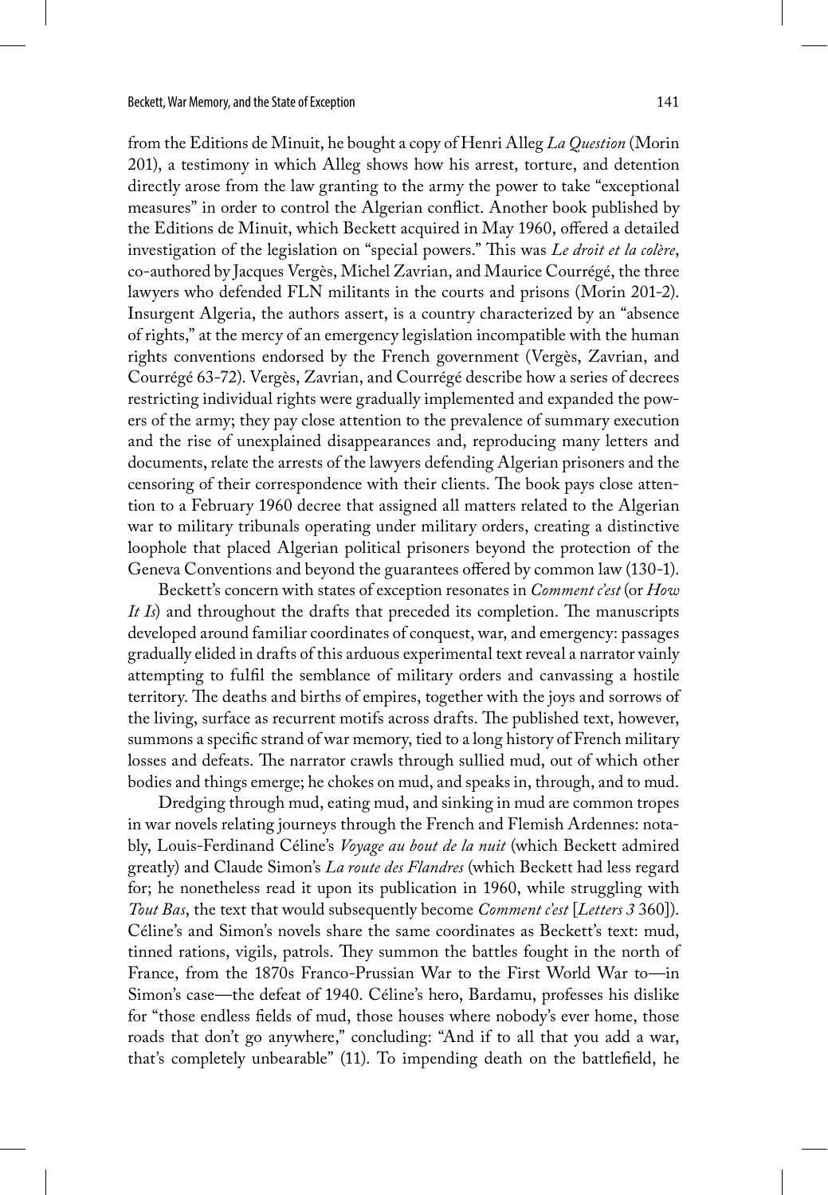from the Editions de Minuit, he bought a copy of Henri Alleg *La Question* (Morin 201), a testimony in which Alleg shows how his arrest, torture, and detention directly arose from the law granting to the army the power to take "exceptional measures" in order to control the Algerian conflict. Another book published by the Editions de Minuit, which Beckett acquired in May 1960, offered a detailed investigation of the legislation on "special powers." This was *Le droit et la colère*, co-authored by Jacques Vergès, Michel Zavrian, and Maurice Courrégé, the three lawyers who defended FLN militants in the courts and prisons (Morin 201-2). Insurgent Algeria, the authors assert, is a country characterized by an "absence of rights," at the mercy of an emergency legislation incompatible with the human rights conventions endorsed by the French government (Vergès, Zavrian, and Courrégé 63-72). Vergès, Zavrian, and Courrégé describe how a series of decrees restricting individual rights were gradually implemented and expanded the powers of the army; they pay close attention to the prevalence of summary execution and the rise of unexplained disappearances and, reproducing many letters and documents, relate the arrests of the lawyers defending Algerian prisoners and the censoring of their correspondence with their clients. The book pays close attention to a February 1960 decree that assigned all matters related to the Algerian war to military tribunals operating under military orders, creating a distinctive loophole that placed Algerian political prisoners beyond the protection of the Geneva Conventions and beyond the guarantees offered by common law (130-1).

Beckett's concern with states of exception resonates in *Comment c'est* (or *How It Is*) and throughout the drafts that preceded its completion. The manuscripts developed around familiar coordinates of conquest, war, and emergency: passages gradually elided in drafts of this arduous experimental text reveal a narrator vainly attempting to fulfil the semblance of military orders and canvassing a hostile territory. The deaths and births of empires, together with the joys and sorrows of the living, surface as recurrent motifs across drafts. The published text, however, summons a specific strand of war memory, tied to a long history of French military losses and defeats. The narrator crawls through sullied mud, out of which other bodies and things emerge; he chokes on mud, and speaks in, through, and to mud.

Dredging through mud, eating mud, and sinking in mud are common tropes in war novels relating journeys through the French and Flemish Ardennes: notably, Louis-Ferdinand Céline's *Voyage au bout de la nuit* (which Beckett admired greatly) and Claude Simon's *La route des Flandres* (which Beckett had less regard for; he nonetheless read it upon its publication in 1960, while struggling with *Tout Bas*, the text that would subsequently become *Comment c'est* [*Letters 3* 360]). Céline's and Simon's novels share the same coordinates as Beckett's text: mud, tinned rations, vigils, patrols. They summon the battles fought in the north of France, from the 1870s Franco-Prussian War to the First World War to—in Simon's case—the defeat of 1940. Céline's hero, Bardamu, professes his dislike for "those endless fields of mud, those houses where nobody's ever home, those roads that don't go anywhere," concluding: "And if to all that you add a war, that's completely unbearable" (11). To impending death on the battlefield, he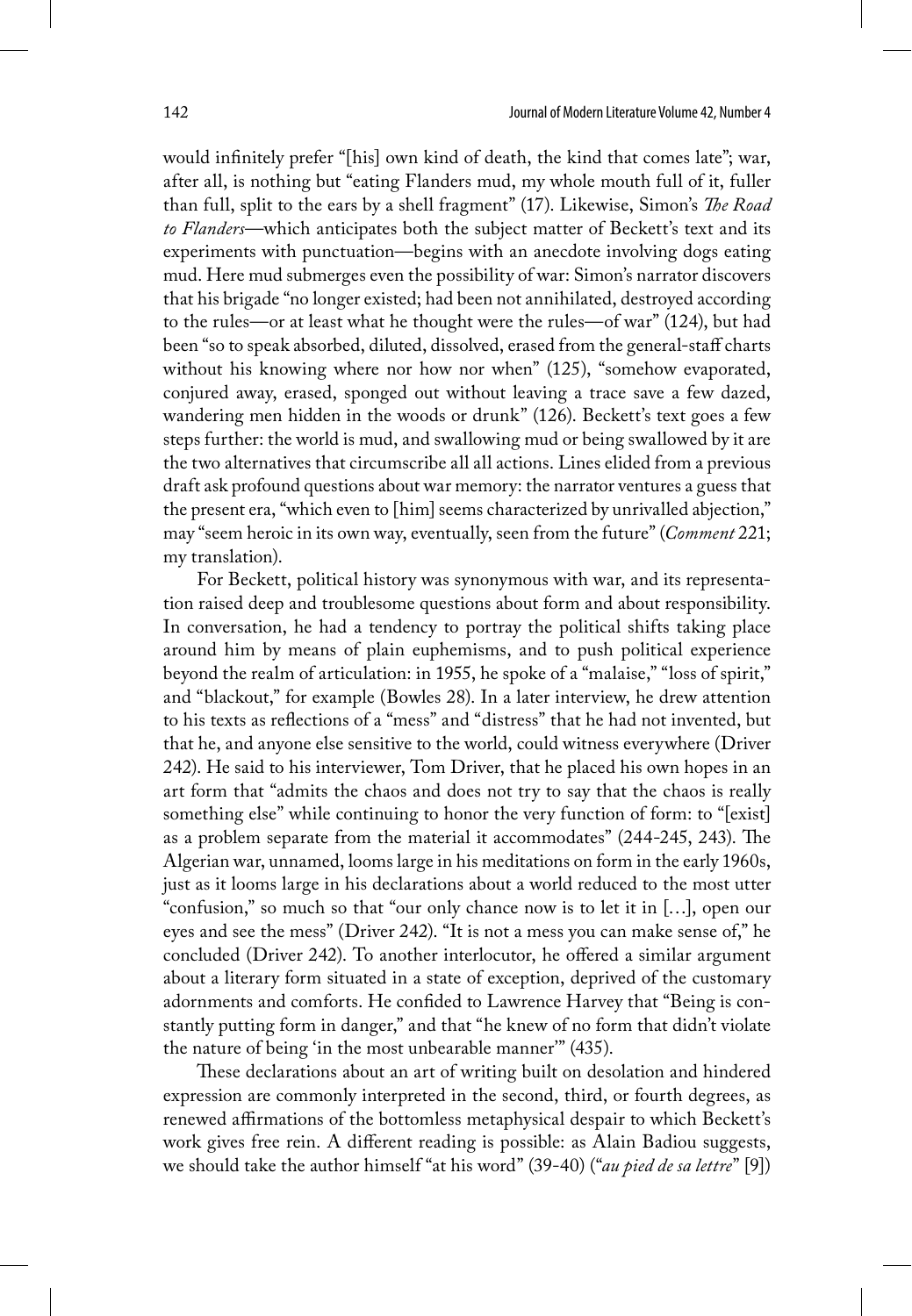would infinitely prefer "[his] own kind of death, the kind that comes late"; war, after all, is nothing but "eating Flanders mud, my whole mouth full of it, fuller than full, split to the ears by a shell fragment" (17). Likewise, Simon's *The Road to Flanders*—which anticipates both the subject matter of Beckett's text and its experiments with punctuation—begins with an anecdote involving dogs eating mud. Here mud submerges even the possibility of war: Simon's narrator discovers that his brigade "no longer existed; had been not annihilated, destroyed according to the rules—or at least what he thought were the rules—of war" (124), but had been "so to speak absorbed, diluted, dissolved, erased from the general-staff charts without his knowing where nor how nor when" (125), "somehow evaporated, conjured away, erased, sponged out without leaving a trace save a few dazed, wandering men hidden in the woods or drunk" (126). Beckett's text goes a few steps further: the world is mud, and swallowing mud or being swallowed by it are the two alternatives that circumscribe all all actions. Lines elided from a previous draft ask profound questions about war memory: the narrator ventures a guess that the present era, "which even to [him] seems characterized by unrivalled abjection," may "seem heroic in its own way, eventually, seen from the future" (*Comment* 221; my translation).

For Beckett, political history was synonymous with war, and its representation raised deep and troublesome questions about form and about responsibility. In conversation, he had a tendency to portray the political shifts taking place around him by means of plain euphemisms, and to push political experience beyond the realm of articulation: in 1955, he spoke of a "malaise," "loss of spirit," and "blackout," for example (Bowles 28). In a later interview, he drew attention to his texts as reflections of a "mess" and "distress" that he had not invented, but that he, and anyone else sensitive to the world, could witness everywhere (Driver 242). He said to his interviewer, Tom Driver, that he placed his own hopes in an art form that "admits the chaos and does not try to say that the chaos is really something else" while continuing to honor the very function of form: to "[exist] as a problem separate from the material it accommodates" (244-245, 243). The Algerian war, unnamed, looms large in his meditations on form in the early 1960s, just as it looms large in his declarations about a world reduced to the most utter "confusion," so much so that "our only chance now is to let it in […], open our eyes and see the mess" (Driver 242). "It is not a mess you can make sense of," he concluded (Driver 242). To another interlocutor, he offered a similar argument about a literary form situated in a state of exception, deprived of the customary adornments and comforts. He confided to Lawrence Harvey that "Being is constantly putting form in danger," and that "he knew of no form that didn't violate the nature of being 'in the most unbearable manner'" (435).

These declarations about an art of writing built on desolation and hindered expression are commonly interpreted in the second, third, or fourth degrees, as renewed affirmations of the bottomless metaphysical despair to which Beckett's work gives free rein. A different reading is possible: as Alain Badiou suggests, we should take the author himself "at his word" (39-40) ("*au pied de sa lettre*" [9])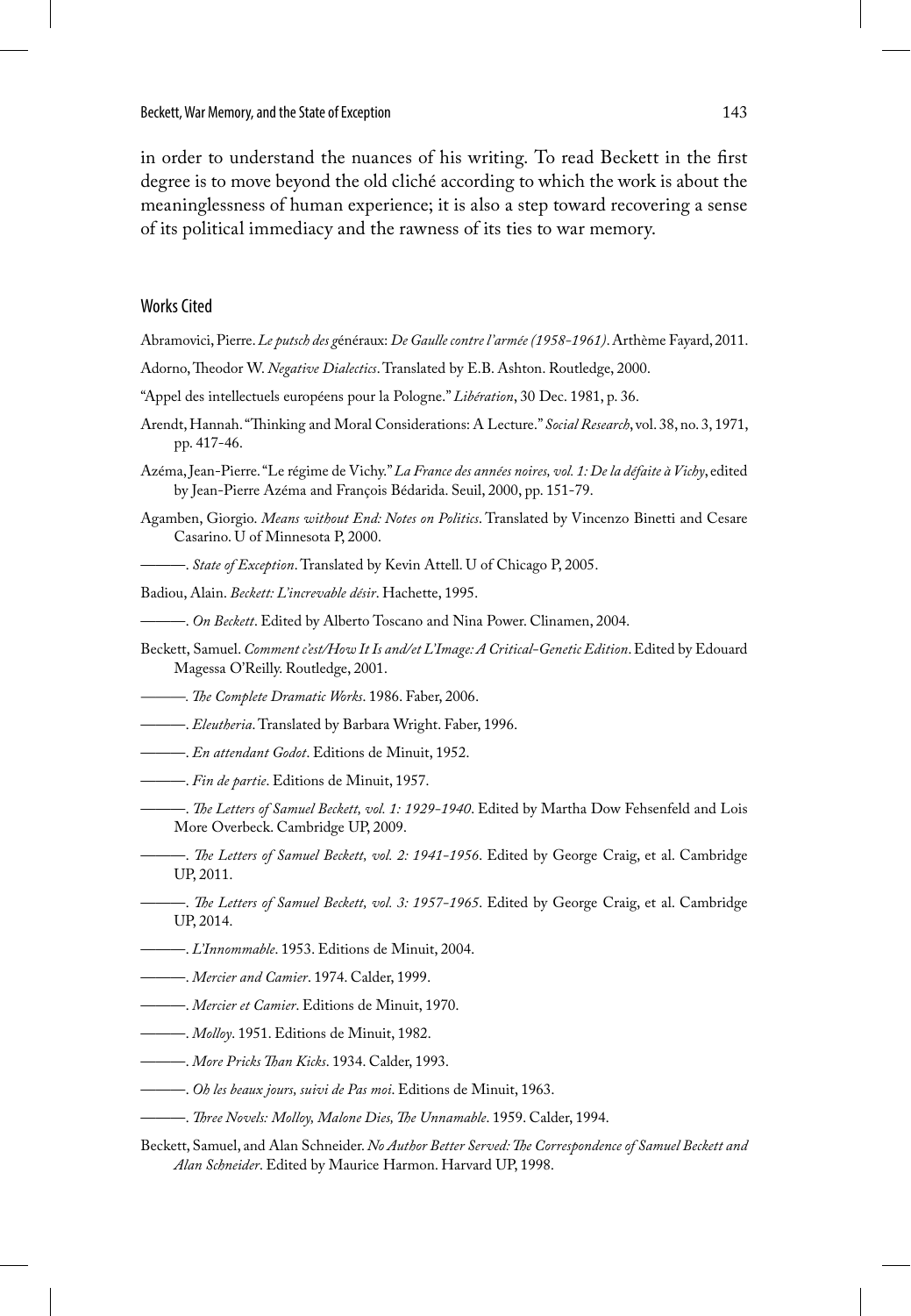in order to understand the nuances of his writing. To read Beckett in the first degree is to move beyond the old cliché according to which the work is about the meaninglessness of human experience; it is also a step toward recovering a sense of its political immediacy and the rawness of its ties to war memory.

## Works Cited

Abramovici, Pierre. *Le putsch des généraux: De Gaulle contre l'armée (1958-1961)*. Arthème Fayard, 2011.

Adorno, Theodor W. *Negative Dialectics*. Translated by E.B. Ashton. Routledge, 2000.

"Appel des intellectuels européens pour la Pologne." *Libération*, 30 Dec. 1981, p. 36.

Arendt, Hannah. "Thinking and Moral Considerations: A Lecture." *Social Research*, vol. 38, no. 3, 1971, pp. 417-46.

Azéma, Jean-Pierre. "Le régime de Vichy." *La France des années noires, vol. 1: De la défaite à Vichy*, edited by Jean-Pierre Azéma and François Bédarida. Seuil, 2000, pp. 151-79.

Agamben, Giorgio. *Means without End: Notes on Politics*. Translated by Vincenzo Binetti and Cesare Casarino. U of Minnesota P, 2000.

———. *State of Exception*. Translated by Kevin Attell. U of Chicago P, 2005.

Badiou, Alain. *Beckett: L'increvable désir*. Hachette, 1995.

———. *On Beckett*. Edited by Alberto Toscano and Nina Power. Clinamen, 2004.

Beckett, Samuel. *Comment c'est/How It Is and/et L'Image: A Critical-Genetic Edition*. Edited by Edouard Magessa O'Reilly. Routledge, 2001.

———. *The Complete Dramatic Works*. 1986. Faber, 2006.

———. *Eleutheria*. Translated by Barbara Wright. Faber, 1996.

———. *En attendant Godot*. Editions de Minuit, 1952.

———. *Fin de partie*. Editions de Minuit, 1957.

———. *The Letters of Samuel Beckett, vol. 1: 1929-1940*. Edited by Martha Dow Fehsenfeld and Lois More Overbeck. Cambridge UP, 2009.

———. *The Letters of Samuel Beckett, vol. 2: 1941-1956*. Edited by George Craig, et al. Cambridge UP, 2011.

———. *The Letters of Samuel Beckett, vol. 3: 1957-1965*. Edited by George Craig, et al. Cambridge UP, 2014.

———. *L'Innommable*. 1953. Editions de Minuit, 2004.

———. *Mercier and Camier*. 1974. Calder, 1999.

———. *Mercier et Camier*. Editions de Minuit, 1970.

———. *Molloy*. 1951. Editions de Minuit, 1982.

———. *More Pricks Than Kicks*. 1934. Calder, 1993.

———. *Oh les beaux jours, suivi de Pas moi*. Editions de Minuit, 1963.

———. *Three Novels: Molloy, Malone Dies, The Unnamable*. 1959. Calder, 1994.

Beckett, Samuel, and Alan Schneider. *No Author Better Served: The Correspondence of Samuel Beckett and Alan Schneider*. Edited by Maurice Harmon. Harvard UP, 1998.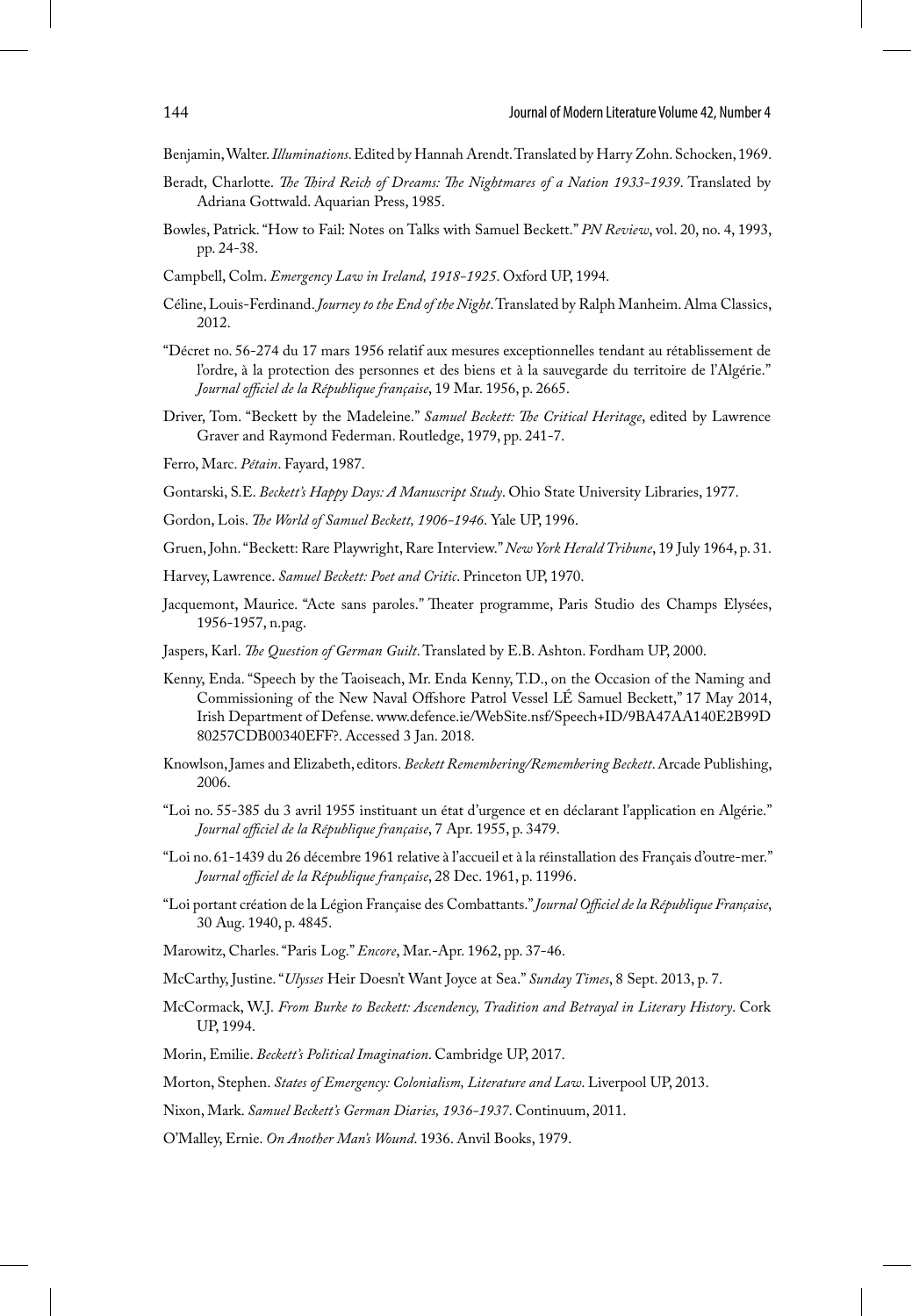Benjamin, Walter. *Illuminations*. Edited by Hannah Arendt. Translated by Harry Zohn. Schocken, 1969.

Beradt, Charlotte. *The Third Reich of Dreams: The Nightmares of a Nation 1933-1939*. Translated by Adriana Gottwald. Aquarian Press, 1985.

Bowles, Patrick. "How to Fail: Notes on Talks with Samuel Beckett." *PN Review*, vol. 20, no. 4, 1993, pp. 24-38.

Campbell, Colm. *Emergency Law in Ireland, 1918-1925*. Oxford UP, 1994.

Céline, Louis-Ferdinand. *Journey to the End of the Night*. Translated by Ralph Manheim. Alma Classics, 2012.

"Décret no. 56-274 du 17 mars 1956 relatif aux mesures exceptionnelles tendant au rétablissement de l'ordre, à la protection des personnes et des biens et à la sauvegarde du territoire de l'Algérie." *Journal officiel de la République française*, 19 Mar. 1956, p. 2665.

Driver, Tom. "Beckett by the Madeleine." *Samuel Beckett: The Critical Heritage*, edited by Lawrence Graver and Raymond Federman. Routledge, 1979, pp. 241-7.

Ferro, Marc. *Pétain*. Fayard, 1987.

Gontarski, S.E. *Beckett's Happy Days: A Manuscript Study*. Ohio State University Libraries, 1977.

Gordon, Lois. *The World of Samuel Beckett, 1906-1946*. Yale UP, 1996.

Gruen, John. "Beckett: Rare Playwright, Rare Interview." *New York Herald Tribune*, 19 July 1964, p. 31.

Harvey, Lawrence. *Samuel Beckett: Poet and Critic*. Princeton UP, 1970.

Jacquemont, Maurice. "Acte sans paroles." Theater programme, Paris Studio des Champs Elysées, 1956-1957, n.pag.

Jaspers, Karl. *The Question of German Guilt*. Translated by E.B. Ashton. Fordham UP, 2000.

Kenny, Enda. "Speech by the Taoiseach, Mr. Enda Kenny, T.D., on the Occasion of the Naming and Commissioning of the New Naval Offshore Patrol Vessel LÉ Samuel Beckett," 17 May 2014, Irish Department of Defense. www.defence.ie/WebSite.nsf/Speech+ID/9BA47AA140E2B99D80257CDB00340EFF?. Accessed 3 Jan. 2018.

Knowlson, James and Elizabeth, editors. *Beckett Remembering/Remembering Beckett*. Arcade Publishing, 2006.

"Loi no. 55-385 du 3 avril 1955 instituant un état d'urgence et en déclarant l'application en Algérie." *Journal officiel de la République française*, 7 Apr. 1955, p. 3479.

"Loi no. 61-1439 du 26 décembre 1961 relative à l'accueil et à la réinstallation des Français d'outre-mer." *Journal officiel de la République française*, 28 Dec. 1961, p. 11996.

"Loi portant création de la Légion Française des Combattants." *Journal Officiel de la République Française*, 30 Aug. 1940, p. 4845.

Marowitz, Charles. "Paris Log." *Encore*, Mar.-Apr. 1962, pp. 37-46.

McCarthy, Justine. "*Ulysses* Heir Doesn't Want Joyce at Sea." *Sunday Times*, 8 Sept. 2013, p. 7.

McCormack, W.J. *From Burke to Beckett: Ascendency, Tradition and Betrayal in Literary History*. Cork UP, 1994.

Morin, Emilie. *Beckett's Political Imagination*. Cambridge UP, 2017.

Morton, Stephen. *States of Emergency: Colonialism, Literature and Law*. Liverpool UP, 2013.

Nixon, Mark. *Samuel Beckett's German Diaries, 1936-1937*. Continuum, 2011.

O'Malley, Ernie. *On Another Man's Wound*. 1936. Anvil Books, 1979.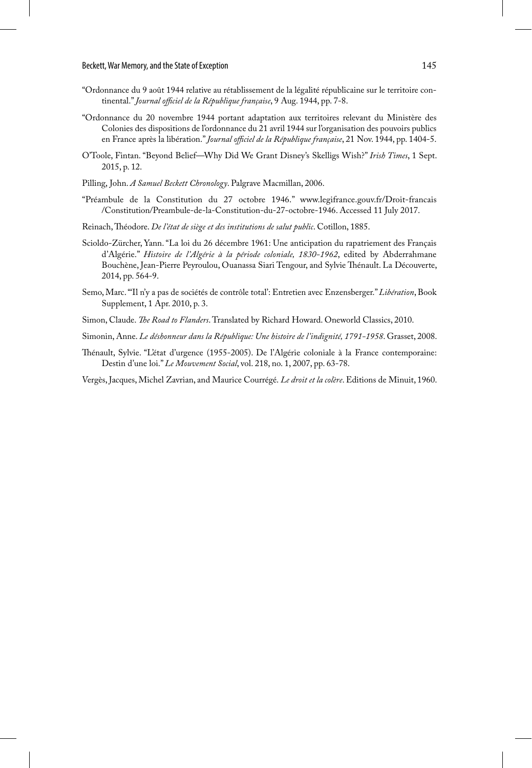"Ordonnance du 9 août 1944 relative au rétablissement de la légalité républicaine sur le territoire continental." *Journal officiel de la République française*, 9 Aug. 1944, pp. 7-8.

"Ordonnance du 20 novembre 1944 portant adaptation aux territoires relevant du Ministère des Colonies des dispositions de l'ordonnance du 21 avril 1944 sur l'organisation des pouvoirs publics en France après la libération." *Journal officiel de la République française*, 21 Nov. 1944, pp. 1404-5.

O'Toole, Fintan. "Beyond Belief—Why Did We Grant Disney's Skelligs Wish?" *Irish Times*, 1 Sept. 2015, p. 12.

Pilling, John. *A Samuel Beckett Chronology*. Palgrave Macmillan, 2006.

"Préambule de la Constitution du 27 octobre 1946." www.legifrance.gouv.fr/Droit-francais/Constitution/Preambule-de-la-Constitution-du-27-octobre-1946. Accessed 11 July 2017.

Reinach, Théodore. *De l'état de siège et des institutions de salut public*. Cotillon, 1885.

Scioldo-Zürcher, Yann. "La loi du 26 décembre 1961: Une anticipation du rapatriement des Français d'Algérie." *Histoire de l'Algérie à la période coloniale, 1830-1962*, edited by Abderrahmane Bouchène, Jean-Pierre Peyroulou, Ouanassa Siari Tengour, and Sylvie Thénault. La Découverte, 2014, pp. 564-9.

Semo, Marc. "'Il n'y a pas de sociétés de contrôle total': Entretien avec Enzensberger." *Libération*, Book Supplement, 1 Apr. 2010, p. 3.

Simon, Claude. *The Road to Flanders*. Translated by Richard Howard. Oneworld Classics, 2010.

Simonin, Anne. *Le déshonneur dans la République: Une histoire de l'indignité, 1791-1958*. Grasset, 2008.

Thénault, Sylvie. "L'état d'urgence (1955-2005). De l'Algérie coloniale à la France contemporaine: Destin d'une loi." *Le Mouvement Social*, vol. 218, no. 1, 2007, pp. 63-78.

Vergès, Jacques, Michel Zavrian, and Maurice Courrégé. *Le droit et la colère*. Editions de Minuit, 1960.